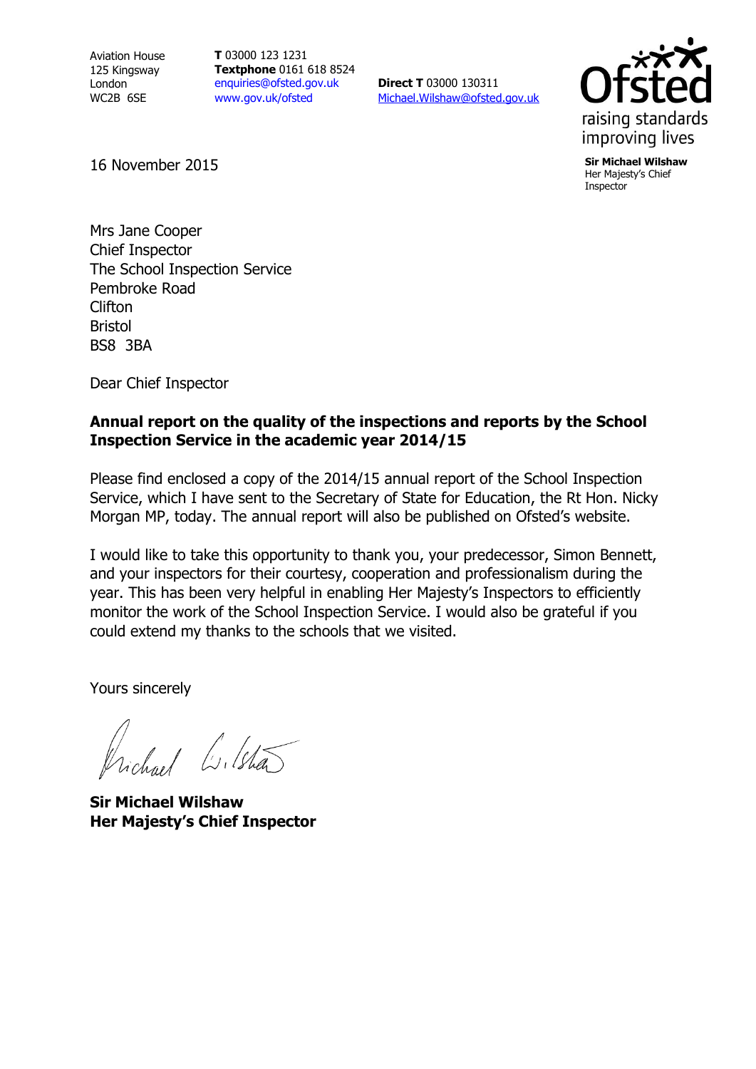Aviation House
125 Kingsway
London
WC2B 6SE

**T** 03000 123 1231
**Textphone** 0161 618 8524
enquiries@ofsted.gov.uk
www.gov.uk/ofsted

**Direct T** 03000 130311
Michael.Wilshaw@ofsted.gov.uk

Ofsted
raising standards
improving lives

**Sir Michael Wilshaw**
Her Majesty's Chief Inspector

16 November 2015

Mrs Jane Cooper
Chief Inspector
The School Inspection Service
Pembroke Road
Clifton
Bristol
BS8 3BA

Dear Chief Inspector

**Annual report on the quality of the inspections and reports by the School Inspection Service in the academic year 2014/15**

Please find enclosed a copy of the 2014/15 annual report of the School Inspection Service, which I have sent to the Secretary of State for Education, the Rt Hon. Nicky Morgan MP, today. The annual report will also be published on Ofsted's website.

I would like to take this opportunity to thank you, your predecessor, Simon Bennett, and your inspectors for their courtesy, cooperation and professionalism during the year. This has been very helpful in enabling Her Majesty's Inspectors to efficiently monitor the work of the School Inspection Service. I would also be grateful if you could extend my thanks to the schools that we visited.

Yours sincerely

Michael Wilshaw

**Sir Michael Wilshaw**
**Her Majesty's Chief Inspector**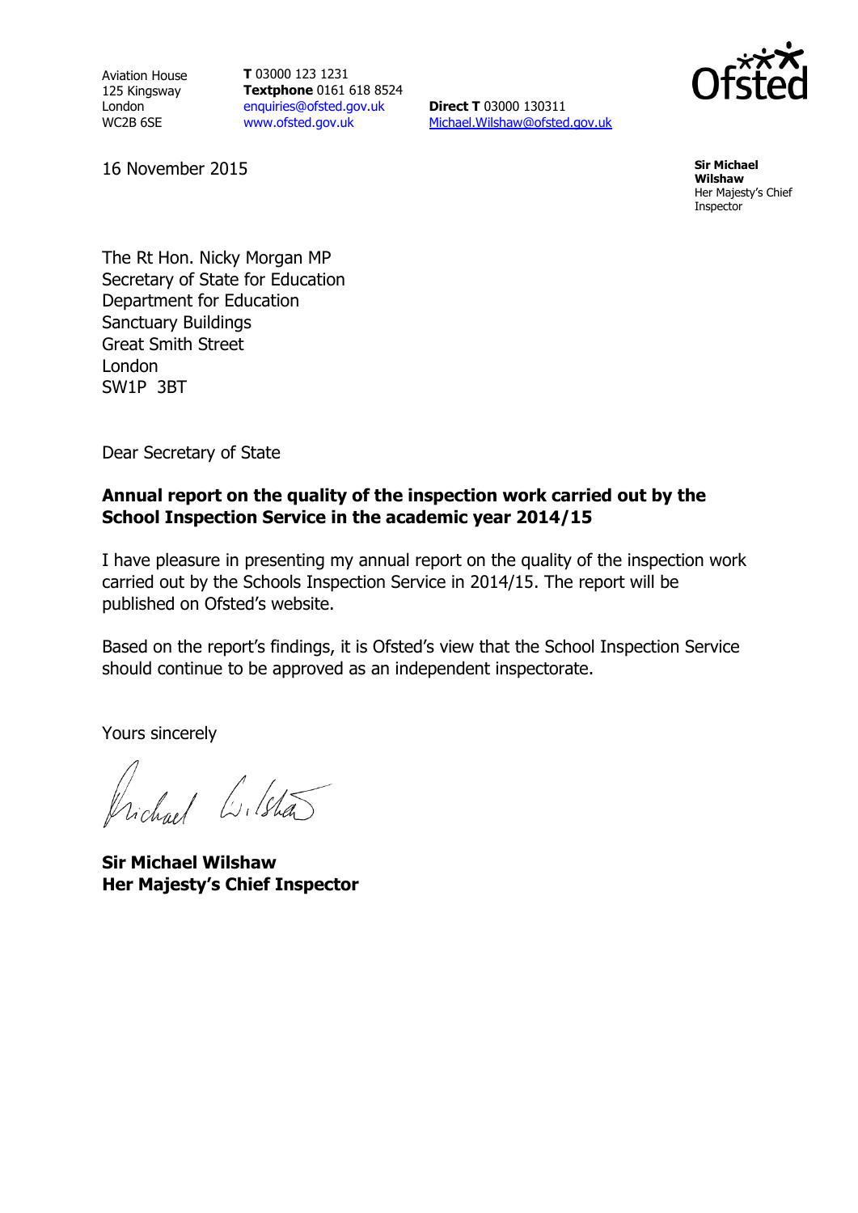Aviation House
125 Kingsway
London
WC2B 6SE

**T** 03000 123 1231
**Textphone** 0161 618 8524
enquiries@ofsted.gov.uk
www.ofsted.gov.uk

**Direct T** 03000 130311
Michael.Wilshaw@ofsted.gov.uk

**Sir Michael Wilshaw**
Her Majesty's Chief Inspector

16 November 2015

The Rt Hon. Nicky Morgan MP
Secretary of State for Education
Department for Education
Sanctuary Buildings
Great Smith Street
London
SW1P 3BT

Dear Secretary of State

**Annual report on the quality of the inspection work carried out by the School Inspection Service in the academic year 2014/15**

I have pleasure in presenting my annual report on the quality of the inspection work carried out by the Schools Inspection Service in 2014/15. The report will be published on Ofsted's website.

Based on the report's findings, it is Ofsted's view that the School Inspection Service should continue to be approved as an independent inspectorate.

Yours sincerely

**Sir Michael Wilshaw**
**Her Majesty's Chief Inspector**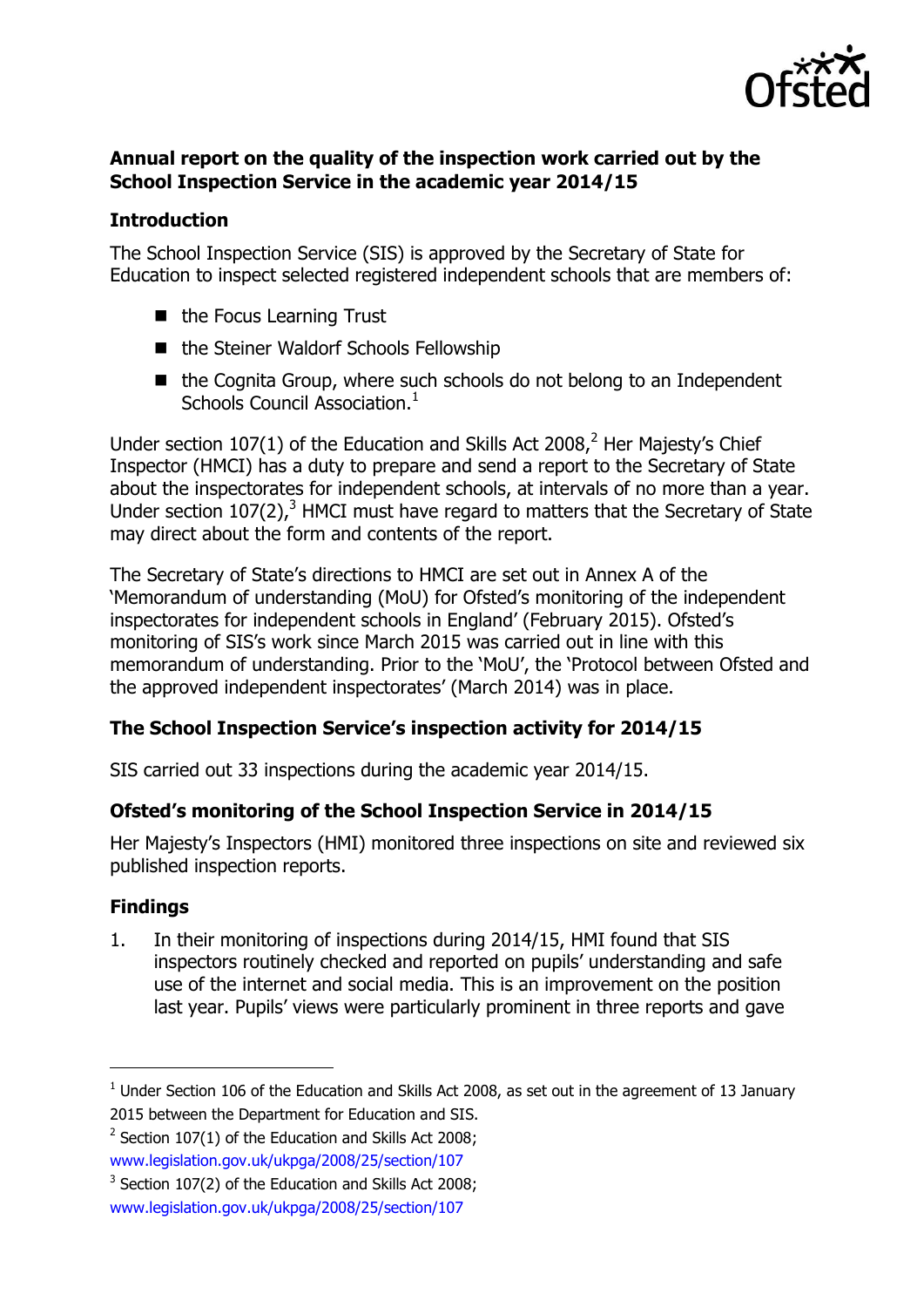## Annual report on the quality of the inspection work carried out by the School Inspection Service in the academic year 2014/15

### Introduction

The School Inspection Service (SIS) is approved by the Secretary of State for Education to inspect selected registered independent schools that are members of:

- the Focus Learning Trust
- the Steiner Waldorf Schools Fellowship
- the Cognita Group, where such schools do not belong to an Independent Schools Council Association.[1]

Under section 107(1) of the Education and Skills Act 2008,[2] Her Majesty's Chief Inspector (HMCI) has a duty to prepare and send a report to the Secretary of State about the inspectorates for independent schools, at intervals of no more than a year. Under section 107(2),[3] HMCI must have regard to matters that the Secretary of State may direct about the form and contents of the report.

The Secretary of State's directions to HMCI are set out in Annex A of the 'Memorandum of understanding (MoU) for Ofsted's monitoring of the independent inspectorates for independent schools in England' (February 2015). Ofsted's monitoring of SIS's work since March 2015 was carried out in line with this memorandum of understanding. Prior to the 'MoU', the 'Protocol between Ofsted and the approved independent inspectorates' (March 2014) was in place.

### The School Inspection Service's inspection activity for 2014/15

SIS carried out 33 inspections during the academic year 2014/15.

### Ofsted's monitoring of the School Inspection Service in 2014/15

Her Majesty's Inspectors (HMI) monitored three inspections on site and reviewed six published inspection reports.

### Findings

1. In their monitoring of inspections during 2014/15, HMI found that SIS inspectors routinely checked and reported on pupils' understanding and safe use of the internet and social media. This is an improvement on the position last year. Pupils' views were particularly prominent in three reports and gave

---

[1] Under Section 106 of the Education and Skills Act 2008, as set out in the agreement of 13 January 2015 between the Department for Education and SIS.

[2] Section 107(1) of the Education and Skills Act 2008; www.legislation.gov.uk/ukpga/2008/25/section/107

[3] Section 107(2) of the Education and Skills Act 2008; www.legislation.gov.uk/ukpga/2008/25/section/107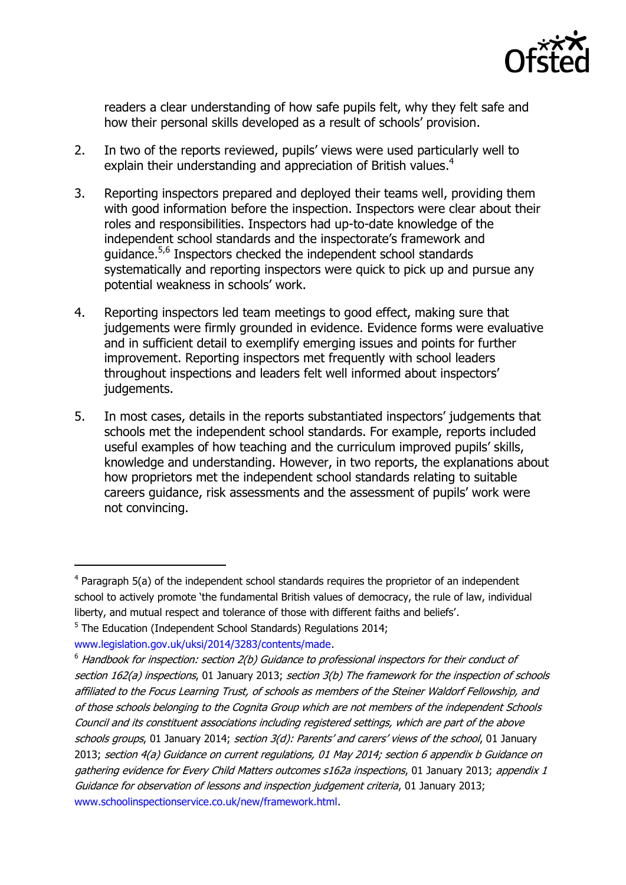readers a clear understanding of how safe pupils felt, why they felt safe and how their personal skills developed as a result of schools' provision.

2. In two of the reports reviewed, pupils' views were used particularly well to explain their understanding and appreciation of British values.[4]

3. Reporting inspectors prepared and deployed their teams well, providing them with good information before the inspection. Inspectors were clear about their roles and responsibilities. Inspectors had up-to-date knowledge of the independent school standards and the inspectorate's framework and guidance.[5,6] Inspectors checked the independent school standards systematically and reporting inspectors were quick to pick up and pursue any potential weakness in schools' work.

4. Reporting inspectors led team meetings to good effect, making sure that judgements were firmly grounded in evidence. Evidence forms were evaluative and in sufficient detail to exemplify emerging issues and points for further improvement. Reporting inspectors met frequently with school leaders throughout inspections and leaders felt well informed about inspectors' judgements.

5. In most cases, details in the reports substantiated inspectors' judgements that schools met the independent school standards. For example, reports included useful examples of how teaching and the curriculum improved pupils' skills, knowledge and understanding. However, in two reports, the explanations about how proprietors met the independent school standards relating to suitable careers guidance, risk assessments and the assessment of pupils' work were not convincing.

---

[4] Paragraph 5(a) of the independent school standards requires the proprietor of an independent school to actively promote 'the fundamental British values of democracy, the rule of law, individual liberty, and mutual respect and tolerance of those with different faiths and beliefs'.

[5] The Education (Independent School Standards) Regulations 2014; www.legislation.gov.uk/uksi/2014/3283/contents/made.

[6] *Handbook for inspection: section 2(b) Guidance to professional inspectors for their conduct of section 162(a) inspections*, 01 January 2013; *section 3(b) The framework for the inspection of schools affiliated to the Focus Learning Trust, of schools as members of the Steiner Waldorf Fellowship, and of those schools belonging to the Cognita Group which are not members of the independent Schools Council and its constituent associations including registered settings, which are part of the above schools groups*, 01 January 2014; *section 3(d): Parents' and carers' views of the school*, 01 January 2013; *section 4(a) Guidance on current regulations, 01 May 2014; section 6 appendix b Guidance on gathering evidence for Every Child Matters outcomes s162a inspections*, 01 January 2013; *appendix 1 Guidance for observation of lessons and inspection judgement criteria*, 01 January 2013; www.schoolinspectionservice.co.uk/new/framework.html.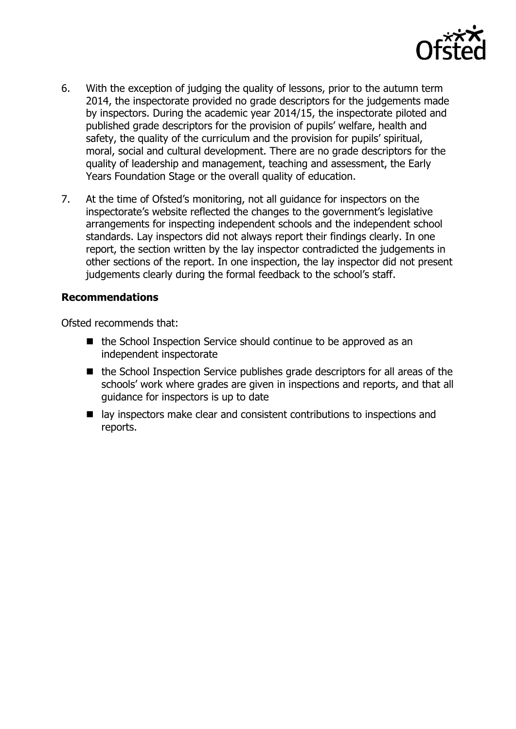6. With the exception of judging the quality of lessons, prior to the autumn term 2014, the inspectorate provided no grade descriptors for the judgements made by inspectors. During the academic year 2014/15, the inspectorate piloted and published grade descriptors for the provision of pupils' welfare, health and safety, the quality of the curriculum and the provision for pupils' spiritual, moral, social and cultural development. There are no grade descriptors for the quality of leadership and management, teaching and assessment, the Early Years Foundation Stage or the overall quality of education.

7. At the time of Ofsted's monitoring, not all guidance for inspectors on the inspectorate's website reflected the changes to the government's legislative arrangements for inspecting independent schools and the independent school standards. Lay inspectors did not always report their findings clearly. In one report, the section written by the lay inspector contradicted the judgements in other sections of the report. In one inspection, the lay inspector did not present judgements clearly during the formal feedback to the school's staff.

**Recommendations**

Ofsted recommends that:

- the School Inspection Service should continue to be approved as an independent inspectorate
- the School Inspection Service publishes grade descriptors for all areas of the schools' work where grades are given in inspections and reports, and that all guidance for inspectors is up to date
- lay inspectors make clear and consistent contributions to inspections and reports.